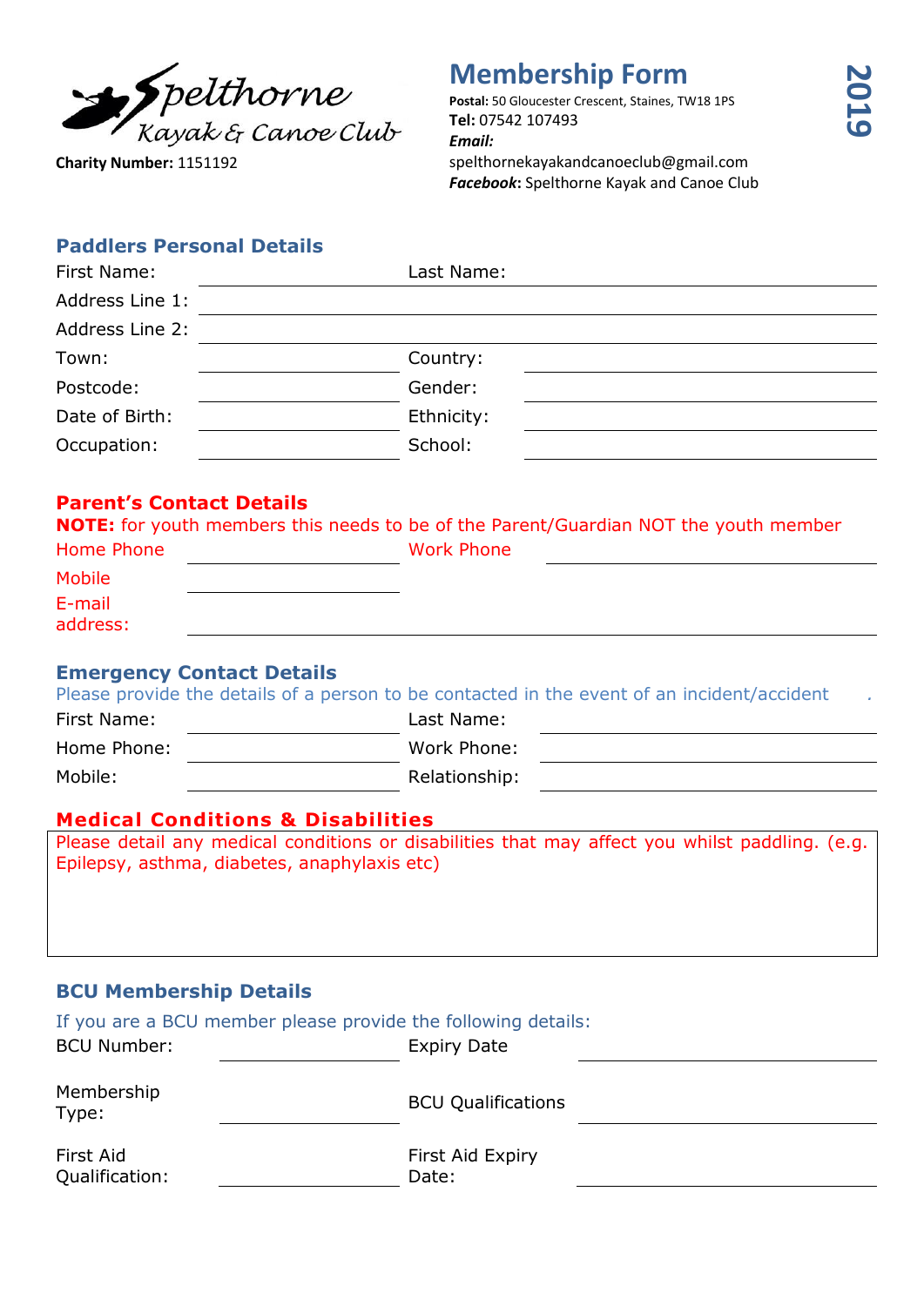Spelthorne Kayak & Canoe Club

**Charity Number:** 1151192

# Membership Form

**2019**

**Postal:** 50 Gloucester Crescent, Staines, TW18 1PS
**Tel:** 07542 107493
***Email:***
spelthornekayakandcanoeclub@gmail.com
***Facebook*:** Spelthorne Kayak and Canoe Club

## Paddlers Personal Details

First Name: ______________ Last Name: ______________

Address Line 1: ______________

Address Line 2: ______________

Town: ______________ Country: ______________

Postcode: ______________ Gender: ______________

Date of Birth: ______________ Ethnicity: ______________

Occupation: ______________ School: ______________

## Parent's Contact Details

**NOTE:** for youth members this needs to be of the Parent/Guardian NOT the youth member

Home Phone ______________ Work Phone ______________

Mobile ______________

E-mail address: ______________

## Emergency Contact Details

Please provide the details of a person to be contacted in the event of an incident/accident .

First Name: ______________ Last Name: ______________

Home Phone: ______________ Work Phone: ______________

Mobile: ______________ Relationship: ______________

## Medical Conditions & Disabilities

Please detail any medical conditions or disabilities that may affect you whilst paddling. (e.g. Epilepsy, asthma, diabetes, anaphylaxis etc)

## BCU Membership Details

If you are a BCU member please provide the following details:

BCU Number: ______________ Expiry Date ______________

Membership Type: ______________ BCU Qualifications ______________

First Aid Qualification: ______________ First Aid Expiry Date: ______________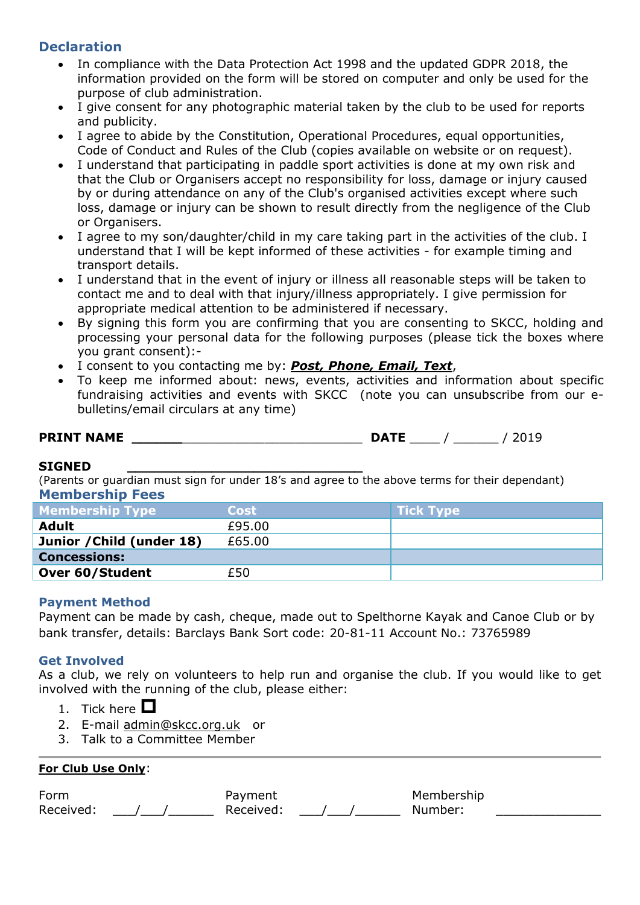## Declaration

- In compliance with the Data Protection Act 1998 and the updated GDPR 2018, the information provided on the form will be stored on computer and only be used for the purpose of club administration.
- I give consent for any photographic material taken by the club to be used for reports and publicity.
- I agree to abide by the Constitution, Operational Procedures, equal opportunities, Code of Conduct and Rules of the Club (copies available on website or on request).
- I understand that participating in paddle sport activities is done at my own risk and that the Club or Organisers accept no responsibility for loss, damage or injury caused by or during attendance on any of the Club's organised activities except where such loss, damage or injury can be shown to result directly from the negligence of the Club or Organisers.
- I agree to my son/daughter/child in my care taking part in the activities of the club. I understand that I will be kept informed of these activities - for example timing and transport details.
- I understand that in the event of injury or illness all reasonable steps will be taken to contact me and to deal with that injury/illness appropriately. I give permission for appropriate medical attention to be administered if necessary.
- By signing this form you are confirming that you are consenting to SKCC, holding and processing your personal data for the following purposes (please tick the boxes where you grant consent):-
- I consent to you contacting me by: ***Post, Phone, Email, Text***,
- To keep me informed about: news, events, activities and information about specific fundraising activities and events with SKCC (note you can unsubscribe from our e-bulletins/email circulars at any time)

**PRINT NAME** ______________________________ **DATE** ____ / ______ / 2019

**SIGNED** ______________________________

(Parents or guardian must sign for under 18's and agree to the above terms for their dependant)

## Membership Fees

| Membership Type | Cost | Tick Type |
|---|---|---|
| **Adult** | £95.00 | |
| **Junior /Child (under 18)** | £65.00 | |
| **Concessions:** | | |
| **Over 60/Student** | £50 | |

### Payment Method

Payment can be made by cash, cheque, made out to Spelthorne Kayak and Canoe Club or by bank transfer, details: Barclays Bank Sort code: 20-81-11 Account No.: 73765989

### Get Involved

As a club, we rely on volunteers to help run and organise the club. If you would like to get involved with the running of the club, please either:

1. Tick here ☐
2. E-mail admin@skcc.org.uk or
3. Talk to a Committee Member

---

**For Club Use Only**:

Form Received: ___/___/______ Payment Received: ___/___/______ Membership Number: ______________